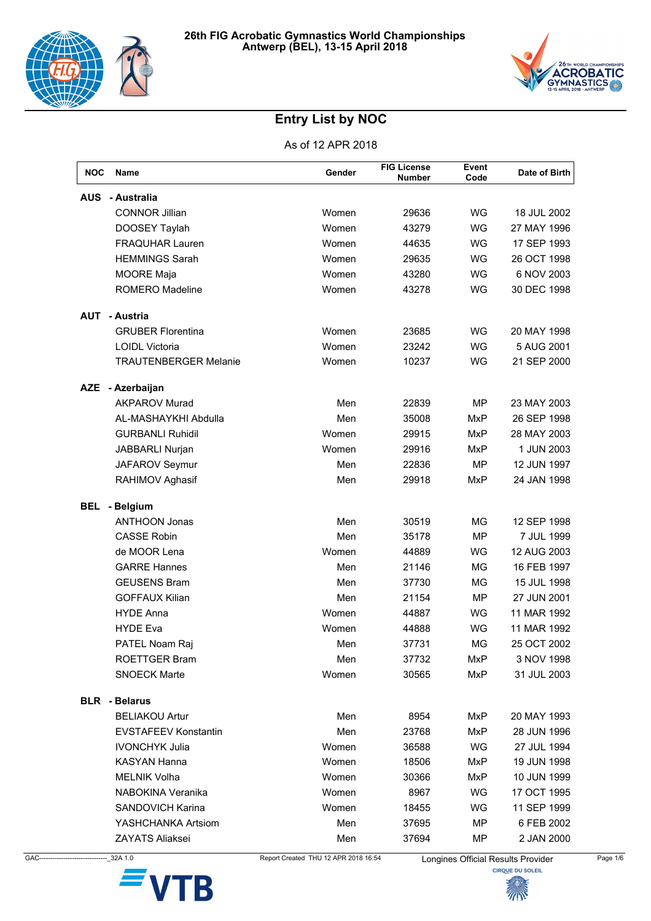# 26th FIG Acrobatic Gymnastics World Championships
## Antwerp (BEL), 13-15 April 2018

## Entry List by NOC

As of 12 APR 2018

| NOC | Name | Gender | FIG License Number | Event Code | Date of Birth |
|---|---|---|---|---|---|
| **AUS** | **- Australia** | | | | |
| | CONNOR Jillian | Women | 29636 | WG | 18 JUL 2002 |
| | DOOSEY Taylah | Women | 43279 | WG | 27 MAY 1996 |
| | FRAQUHAR Lauren | Women | 44635 | WG | 17 SEP 1993 |
| | HEMMINGS Sarah | Women | 29635 | WG | 26 OCT 1998 |
| | MOORE Maja | Women | 43280 | WG | 6 NOV 2003 |
| | ROMERO Madeline | Women | 43278 | WG | 30 DEC 1998 |
| **AUT** | **- Austria** | | | | |
| | GRUBER Florentina | Women | 23685 | WG | 20 MAY 1998 |
| | LOIDL Victoria | Women | 23242 | WG | 5 AUG 2001 |
| | TRAUTENBERGER Melanie | Women | 10237 | WG | 21 SEP 2000 |
| **AZE** | **- Azerbaijan** | | | | |
| | AKPAROV Murad | Men | 22839 | MP | 23 MAY 2003 |
| | AL-MASHAYKHI Abdulla | Men | 35008 | MxP | 26 SEP 1998 |
| | GURBANLI Ruhidil | Women | 29915 | MxP | 28 MAY 2003 |
| | JABBARLI Nurjan | Women | 29916 | MxP | 1 JUN 2003 |
| | JAFAROV Seymur | Men | 22836 | MP | 12 JUN 1997 |
| | RAHIMOV Aghasif | Men | 29918 | MxP | 24 JAN 1998 |
| **BEL** | **- Belgium** | | | | |
| | ANTHOON Jonas | Men | 30519 | MG | 12 SEP 1998 |
| | CASSE Robin | Men | 35178 | MP | 7 JUL 1999 |
| | de MOOR Lena | Women | 44889 | WG | 12 AUG 2003 |
| | GARRE Hannes | Men | 21146 | MG | 16 FEB 1997 |
| | GEUSENS Bram | Men | 37730 | MG | 15 JUL 1998 |
| | GOFFAUX Kilian | Men | 21154 | MP | 27 JUN 2001 |
| | HYDE Anna | Women | 44887 | WG | 11 MAR 1992 |
| | HYDE Eva | Women | 44888 | WG | 11 MAR 1992 |
| | PATEL Noam Raj | Men | 37731 | MG | 25 OCT 2002 |
| | ROETTGER Bram | Men | 37732 | MxP | 3 NOV 1998 |
| | SNOECK Marte | Women | 30565 | MxP | 31 JUL 2003 |
| **BLR** | **- Belarus** | | | | |
| | BELIAKOU Artur | Men | 8954 | MxP | 20 MAY 1993 |
| | EVSTAFEEV Konstantin | Men | 23768 | MxP | 28 JUN 1996 |
| | IVONCHYK Julia | Women | 36588 | WG | 27 JUL 1994 |
| | KASYAN Hanna | Women | 18506 | MxP | 19 JUN 1998 |
| | MELNIK Volha | Women | 30366 | MxP | 10 JUN 1999 |
| | NABOKINA Veranika | Women | 8967 | WG | 17 OCT 1995 |
| | SANDOVICH Karina | Women | 18455 | WG | 11 SEP 1999 |
| | YASHCHANKA Artsiom | Men | 37695 | MP | 6 FEB 2002 |
| | ZAYATS Aliaksei | Men | 37694 | MP | 2 JAN 2000 |

GAC-------------------------------_32A 1.0 Report Created THU 12 APR 2018 16:54 Longines Official Results Provider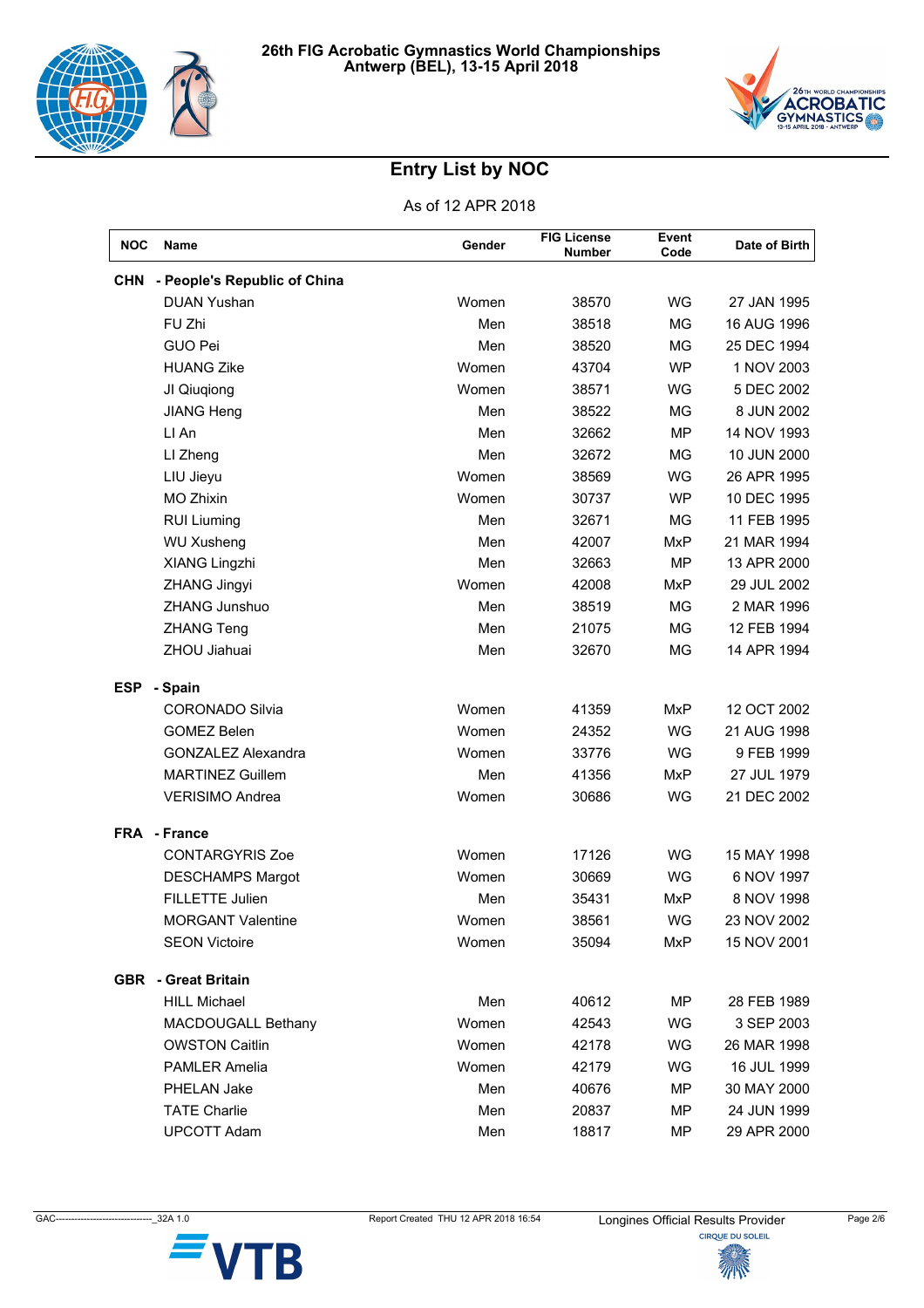# 26th FIG Acrobatic Gymnastics World Championships
## Antwerp (BEL), 13-15 April 2018

## Entry List by NOC

As of 12 APR 2018

| NOC | Name | Gender | FIG License Number | Event Code | Date of Birth |
|---|---|---|---|---|---|
| **CHN** | **- People's Republic of China** | | | | |
| | DUAN Yushan | Women | 38570 | WG | 27 JAN 1995 |
| | FU Zhi | Men | 38518 | MG | 16 AUG 1996 |
| | GUO Pei | Men | 38520 | MG | 25 DEC 1994 |
| | HUANG Zike | Women | 43704 | WP | 1 NOV 2003 |
| | JI Qiuqiong | Women | 38571 | WG | 5 DEC 2002 |
| | JIANG Heng | Men | 38522 | MG | 8 JUN 2002 |
| | LI An | Men | 32662 | MP | 14 NOV 1993 |
| | LI Zheng | Men | 32672 | MG | 10 JUN 2000 |
| | LIU Jieyu | Women | 38569 | WG | 26 APR 1995 |
| | MO Zhixin | Women | 30737 | WP | 10 DEC 1995 |
| | RUI Liuming | Men | 32671 | MG | 11 FEB 1995 |
| | WU Xusheng | Men | 42007 | MxP | 21 MAR 1994 |
| | XIANG Lingzhi | Men | 32663 | MP | 13 APR 2000 |
| | ZHANG Jingyi | Women | 42008 | MxP | 29 JUL 2002 |
| | ZHANG Junshuo | Men | 38519 | MG | 2 MAR 1996 |
| | ZHANG Teng | Men | 21075 | MG | 12 FEB 1994 |
| | ZHOU Jiahuai | Men | 32670 | MG | 14 APR 1994 |
| **ESP** | **- Spain** | | | | |
| | CORONADO Silvia | Women | 41359 | MxP | 12 OCT 2002 |
| | GOMEZ Belen | Women | 24352 | WG | 21 AUG 1998 |
| | GONZALEZ Alexandra | Women | 33776 | WG | 9 FEB 1999 |
| | MARTINEZ Guillem | Men | 41356 | MxP | 27 JUL 1979 |
| | VERISIMO Andrea | Women | 30686 | WG | 21 DEC 2002 |
| **FRA** | **- France** | | | | |
| | CONTARGYRIS Zoe | Women | 17126 | WG | 15 MAY 1998 |
| | DESCHAMPS Margot | Women | 30669 | WG | 6 NOV 1997 |
| | FILLETTE Julien | Men | 35431 | MxP | 8 NOV 1998 |
| | MORGANT Valentine | Women | 38561 | WG | 23 NOV 2002 |
| | SEON Victoire | Women | 35094 | MxP | 15 NOV 2001 |
| **GBR** | **- Great Britain** | | | | |
| | HILL Michael | Men | 40612 | MP | 28 FEB 1989 |
| | MACDOUGALL Bethany | Women | 42543 | WG | 3 SEP 2003 |
| | OWSTON Caitlin | Women | 42178 | WG | 26 MAR 1998 |
| | PAMLER Amelia | Women | 42179 | WG | 16 JUL 1999 |
| | PHELAN Jake | Men | 40676 | MP | 30 MAY 2000 |
| | TATE Charlie | Men | 20837 | MP | 24 JUN 1999 |
| | UPCOTT Adam | Men | 18817 | MP | 29 APR 2000 |

GAC-------------------------------_32A 1.0 Report Created THU 12 APR 2018 16:54 Longines Official Results Provider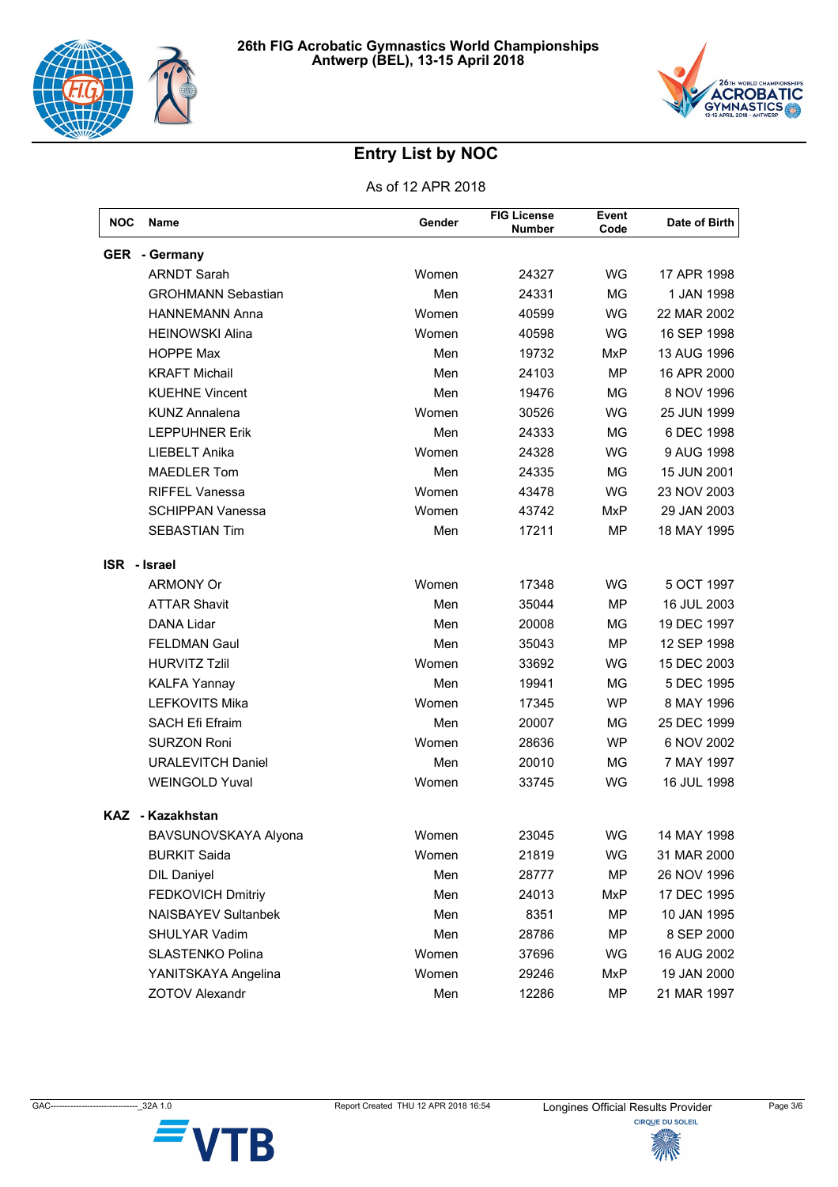# 26th FIG Acrobatic Gymnastics World Championships
## Antwerp (BEL), 13-15 April 2018

## Entry List by NOC

As of 12 APR 2018

| NOC | Name | Gender | FIG License Number | Event Code | Date of Birth |
|---|---|---|---|---|---|
| **GER** | **- Germany** | | | | |
| | ARNDT Sarah | Women | 24327 | WG | 17 APR 1998 |
| | GROHMANN Sebastian | Men | 24331 | MG | 1 JAN 1998 |
| | HANNEMANN Anna | Women | 40599 | WG | 22 MAR 2002 |
| | HEINOWSKI Alina | Women | 40598 | WG | 16 SEP 1998 |
| | HOPPE Max | Men | 19732 | MxP | 13 AUG 1996 |
| | KRAFT Michail | Men | 24103 | MP | 16 APR 2000 |
| | KUEHNE Vincent | Men | 19476 | MG | 8 NOV 1996 |
| | KUNZ Annalena | Women | 30526 | WG | 25 JUN 1999 |
| | LEPPUHNER Erik | Men | 24333 | MG | 6 DEC 1998 |
| | LIEBELT Anika | Women | 24328 | WG | 9 AUG 1998 |
| | MAEDLER Tom | Men | 24335 | MG | 15 JUN 2001 |
| | RIFFEL Vanessa | Women | 43478 | WG | 23 NOV 2003 |
| | SCHIPPAN Vanessa | Women | 43742 | MxP | 29 JAN 2003 |
| | SEBASTIAN Tim | Men | 17211 | MP | 18 MAY 1995 |
| **ISR** | **- Israel** | | | | |
| | ARMONY Or | Women | 17348 | WG | 5 OCT 1997 |
| | ATTAR Shavit | Men | 35044 | MP | 16 JUL 2003 |
| | DANA Lidar | Men | 20008 | MG | 19 DEC 1997 |
| | FELDMAN Gaul | Men | 35043 | MP | 12 SEP 1998 |
| | HURVITZ Tzlil | Women | 33692 | WG | 15 DEC 2003 |
| | KALFA Yannay | Men | 19941 | MG | 5 DEC 1995 |
| | LEFKOVITS Mika | Women | 17345 | WP | 8 MAY 1996 |
| | SACH Efi Efraim | Men | 20007 | MG | 25 DEC 1999 |
| | SURZON Roni | Women | 28636 | WP | 6 NOV 2002 |
| | URALEVITCH Daniel | Men | 20010 | MG | 7 MAY 1997 |
| | WEINGOLD Yuval | Women | 33745 | WG | 16 JUL 1998 |
| **KAZ** | **- Kazakhstan** | | | | |
| | BAVSUNOVSKAYA Alyona | Women | 23045 | WG | 14 MAY 1998 |
| | BURKIT Saida | Women | 21819 | WG | 31 MAR 2000 |
| | DIL Daniyel | Men | 28777 | MP | 26 NOV 1996 |
| | FEDKOVICH Dmitriy | Men | 24013 | MxP | 17 DEC 1995 |
| | NAISBAYEV Sultanbek | Men | 8351 | MP | 10 JAN 1995 |
| | SHULYAR Vadim | Men | 28786 | MP | 8 SEP 2000 |
| | SLASTENKO Polina | Women | 37696 | WG | 16 AUG 2002 |
| | YANITSKAYA Angelina | Women | 29246 | MxP | 19 JAN 2000 |
| | ZOTOV Alexandr | Men | 12286 | MP | 21 MAR 1997 |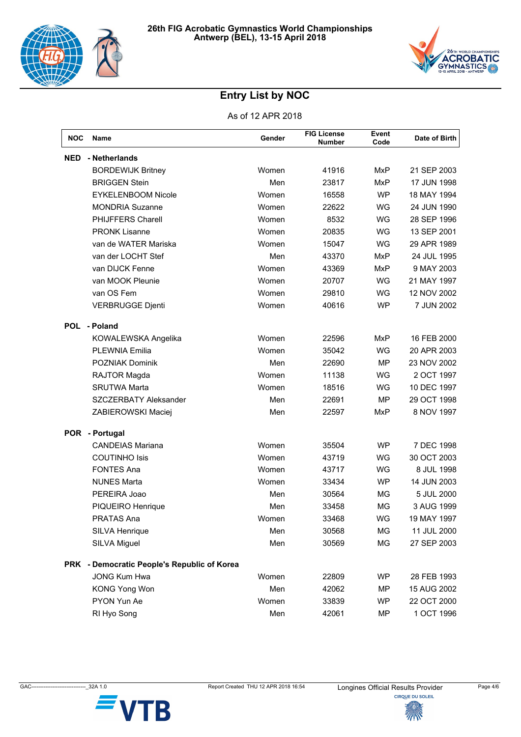# 26th FIG Acrobatic Gymnastics World Championships
## Antwerp (BEL), 13-15 April 2018

## Entry List by NOC

As of 12 APR 2018

| NOC | Name | Gender | FIG License Number | Event Code | Date of Birth |
|---|---|---|---|---|---|
| **NED** | **- Netherlands** | | | | |
| | BORDEWIJK Britney | Women | 41916 | MxP | 21 SEP 2003 |
| | BRIGGEN Stein | Men | 23817 | MxP | 17 JUN 1998 |
| | EYKELENBOOM Nicole | Women | 16558 | WP | 18 MAY 1994 |
| | MONDRIA Suzanne | Women | 22622 | WG | 24 JUN 1990 |
| | PHIJFFERS Charell | Women | 8532 | WG | 28 SEP 1996 |
| | PRONK Lisanne | Women | 20835 | WG | 13 SEP 2001 |
| | van de WATER Mariska | Women | 15047 | WG | 29 APR 1989 |
| | van der LOCHT Stef | Men | 43370 | MxP | 24 JUL 1995 |
| | van DIJCK Fenne | Women | 43369 | MxP | 9 MAY 2003 |
| | van MOOK Pleunie | Women | 20707 | WG | 21 MAY 1997 |
| | van OS Fem | Women | 29810 | WG | 12 NOV 2002 |
| | VERBRUGGE Djenti | Women | 40616 | WP | 7 JUN 2002 |
| **POL** | **- Poland** | | | | |
| | KOWALEWSKA Angelika | Women | 22596 | MxP | 16 FEB 2000 |
| | PLEWNIA Emilia | Women | 35042 | WG | 20 APR 2003 |
| | POZNIAK Dominik | Men | 22690 | MP | 23 NOV 2002 |
| | RAJTOR Magda | Women | 11138 | WG | 2 OCT 1997 |
| | SRUTWA Marta | Women | 18516 | WG | 10 DEC 1997 |
| | SZCZERBATY Aleksander | Men | 22691 | MP | 29 OCT 1998 |
| | ZABIEROWSKI Maciej | Men | 22597 | MxP | 8 NOV 1997 |
| **POR** | **- Portugal** | | | | |
| | CANDEIAS Mariana | Women | 35504 | WP | 7 DEC 1998 |
| | COUTINHO Isis | Women | 43719 | WG | 30 OCT 2003 |
| | FONTES Ana | Women | 43717 | WG | 8 JUL 1998 |
| | NUNES Marta | Women | 33434 | WP | 14 JUN 2003 |
| | PEREIRA Joao | Men | 30564 | MG | 5 JUL 2000 |
| | PIQUEIRO Henrique | Men | 33458 | MG | 3 AUG 1999 |
| | PRATAS Ana | Women | 33468 | WG | 19 MAY 1997 |
| | SILVA Henrique | Men | 30568 | MG | 11 JUL 2000 |
| | SILVA Miguel | Men | 30569 | MG | 27 SEP 2003 |
| **PRK** | **- Democratic People's Republic of Korea** | | | | |
| | JONG Kum Hwa | Women | 22809 | WP | 28 FEB 1993 |
| | KONG Yong Won | Men | 42062 | MP | 15 AUG 2002 |
| | PYON Yun Ae | Women | 33839 | WP | 22 OCT 2000 |
| | RI Hyo Song | Men | 42061 | MP | 1 OCT 1996 |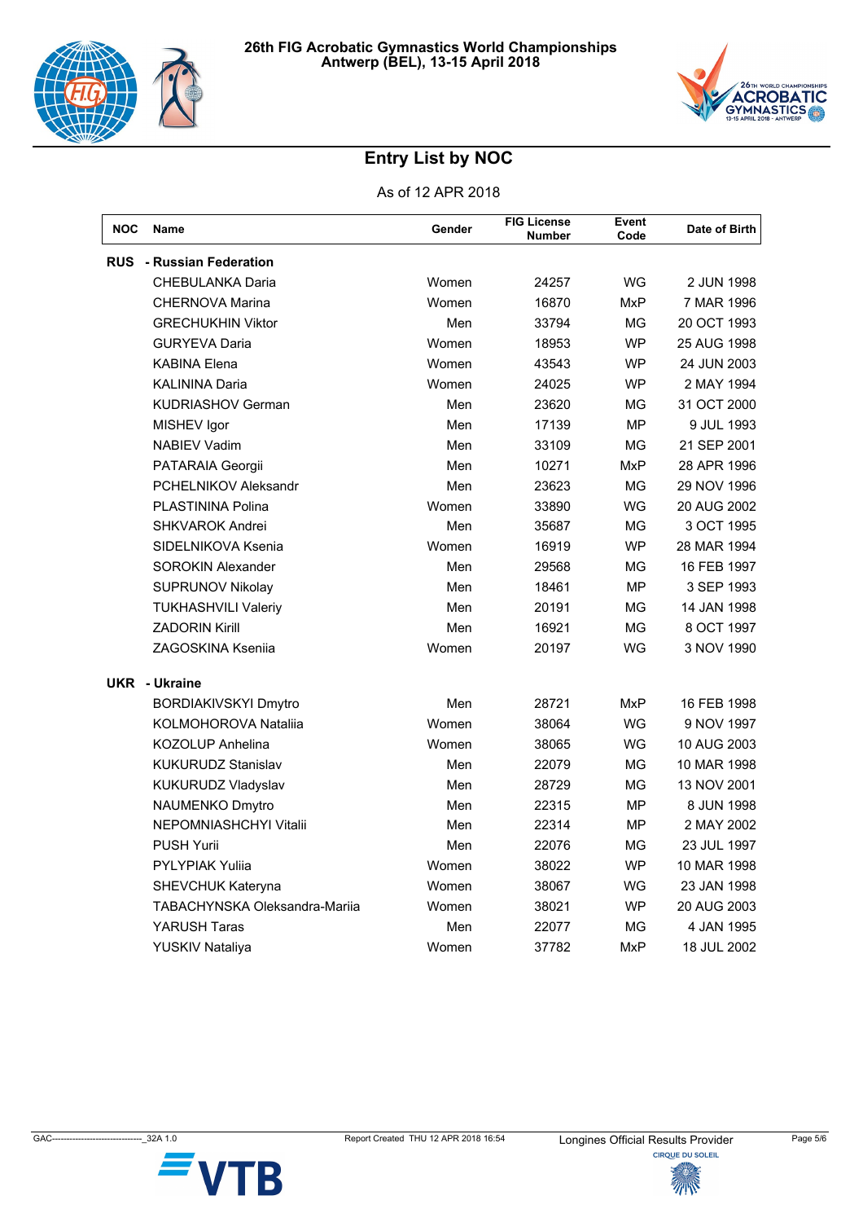# 26th FIG Acrobatic Gymnastics World Championships
## Antwerp (BEL), 13-15 April 2018

## Entry List by NOC

As of 12 APR 2018

| NOC | Name | Gender | FIG License Number | Event Code | Date of Birth |
|---|---|---|---|---|---|
| **RUS** | **- Russian Federation** | | | | |
| | CHEBULANKA Daria | Women | 24257 | WG | 2 JUN 1998 |
| | CHERNOVA Marina | Women | 16870 | MxP | 7 MAR 1996 |
| | GRECHUKHIN Viktor | Men | 33794 | MG | 20 OCT 1993 |
| | GURYEVA Daria | Women | 18953 | WP | 25 AUG 1998 |
| | KABINA Elena | Women | 43543 | WP | 24 JUN 2003 |
| | KALININA Daria | Women | 24025 | WP | 2 MAY 1994 |
| | KUDRIASHOV German | Men | 23620 | MG | 31 OCT 2000 |
| | MISHEV Igor | Men | 17139 | MP | 9 JUL 1993 |
| | NABIEV Vadim | Men | 33109 | MG | 21 SEP 2001 |
| | PATARAIA Georgii | Men | 10271 | MxP | 28 APR 1996 |
| | PCHELNIKOV Aleksandr | Men | 23623 | MG | 29 NOV 1996 |
| | PLASTININA Polina | Women | 33890 | WG | 20 AUG 2002 |
| | SHKVAROK Andrei | Men | 35687 | MG | 3 OCT 1995 |
| | SIDELNIKOVA Ksenia | Women | 16919 | WP | 28 MAR 1994 |
| | SOROKIN Alexander | Men | 29568 | MG | 16 FEB 1997 |
| | SUPRUNOV Nikolay | Men | 18461 | MP | 3 SEP 1993 |
| | TUKHASHVILI Valeriy | Men | 20191 | MG | 14 JAN 1998 |
| | ZADORIN Kirill | Men | 16921 | MG | 8 OCT 1997 |
| | ZAGOSKINA Kseniia | Women | 20197 | WG | 3 NOV 1990 |
| **UKR** | **- Ukraine** | | | | |
| | BORDIAKIVSKYI Dmytro | Men | 28721 | MxP | 16 FEB 1998 |
| | KOLMOHOROVA Nataliia | Women | 38064 | WG | 9 NOV 1997 |
| | KOZOLUP Anhelina | Women | 38065 | WG | 10 AUG 2003 |
| | KUKURUDZ Stanislav | Men | 22079 | MG | 10 MAR 1998 |
| | KUKURUDZ Vladyslav | Men | 28729 | MG | 13 NOV 2001 |
| | NAUMENKO Dmytro | Men | 22315 | MP | 8 JUN 1998 |
| | NEPOMNIASHCHYI Vitalii | Men | 22314 | MP | 2 MAY 2002 |
| | PUSH Yurii | Men | 22076 | MG | 23 JUL 1997 |
| | PYLYPIAK Yuliia | Women | 38022 | WP | 10 MAR 1998 |
| | SHEVCHUK Kateryna | Women | 38067 | WG | 23 JAN 1998 |
| | TABACHYNSKA Oleksandra-Mariia | Women | 38021 | WP | 20 AUG 2003 |
| | YARUSH Taras | Men | 22077 | MG | 4 JAN 1995 |
| | YUSKIV Nataliya | Women | 37782 | MxP | 18 JUL 2002 |

GAC-------------------------------_32A 1.0 Report Created THU 12 APR 2018 16:54 Longines Official Results Provider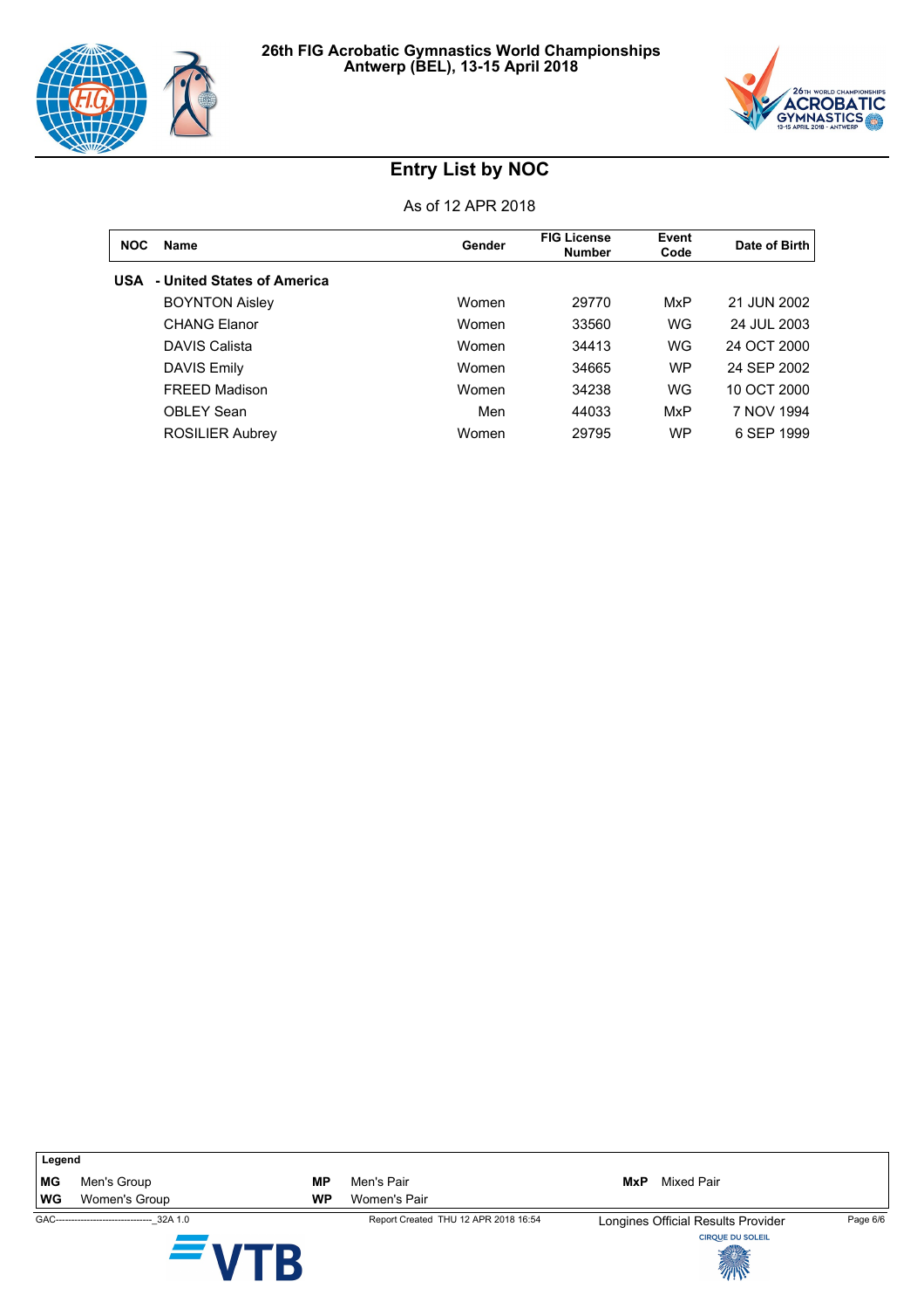# 26th FIG Acrobatic Gymnastics World Championships
## Antwerp (BEL), 13-15 April 2018

## Entry List by NOC

As of 12 APR 2018

| NOC | Name | Gender | FIG License Number | Event Code | Date of Birth |
|---|---|---|---|---|---|
| **USA** | **- United States of America** | | | | |
| | BOYNTON Aisley | Women | 29770 | MxP | 21 JUN 2002 |
| | CHANG Elanor | Women | 33560 | WG | 24 JUL 2003 |
| | DAVIS Calista | Women | 34413 | WG | 24 OCT 2000 |
| | DAVIS Emily | Women | 34665 | WP | 24 SEP 2002 |
| | FREED Madison | Women | 34238 | WG | 10 OCT 2000 |
| | OBLEY Sean | Men | 44033 | MxP | 7 NOV 1994 |
| | ROSILIER Aubrey | Women | 29795 | WP | 6 SEP 1999 |

**Legend**

| | | | | | |
|---|---|---|---|---|---|
| **MG** | Men's Group | **MP** | Men's Pair | **MxP** | Mixed Pair |
| **WG** | Women's Group | **WP** | Women's Pair | | |

GAC-------------------------------- _32A 1.0

Report Created THU 12 APR 2018 16:54

Longines Official Results Provider